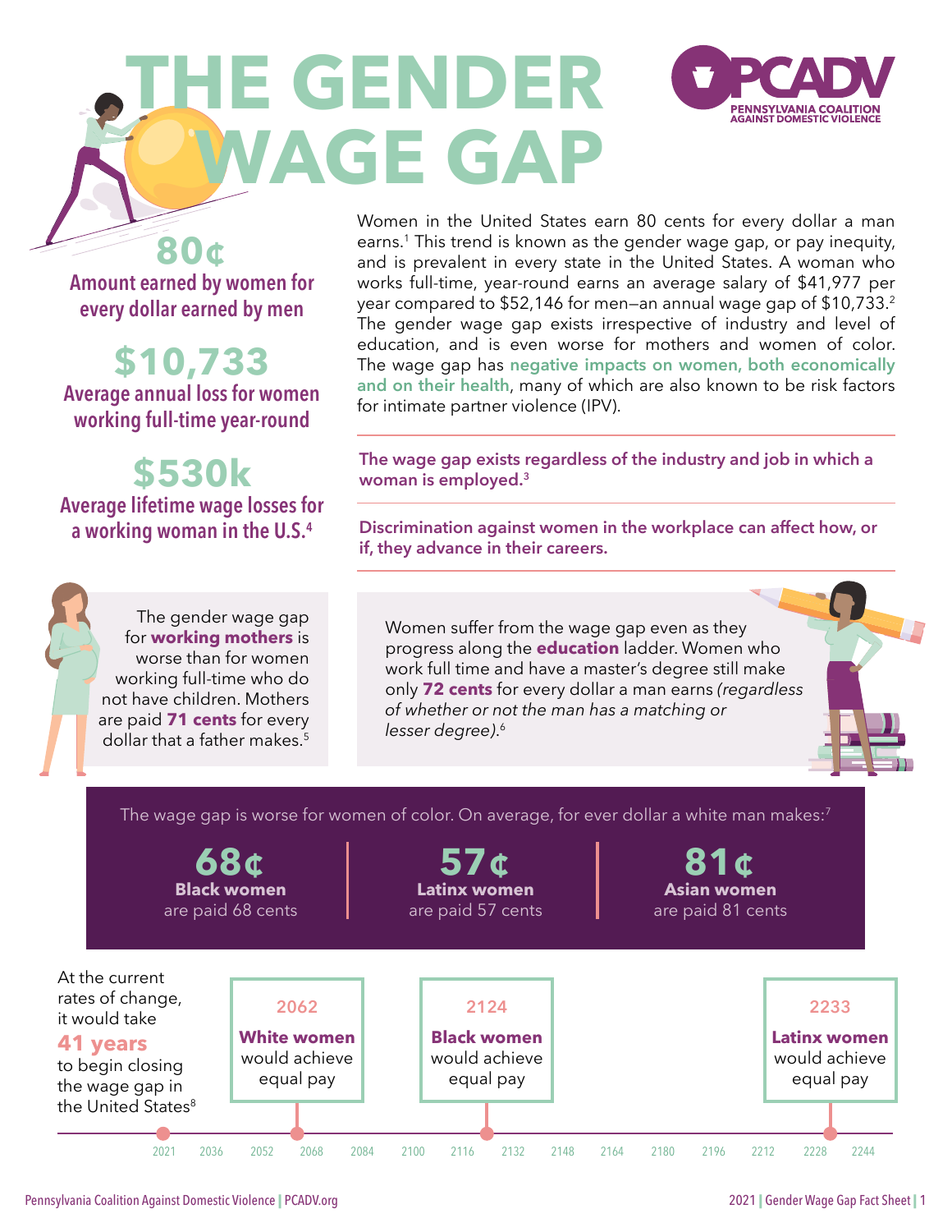# THE GENDER WAGE GAP

PCADV — Pennsylvania Coalition Against Domestic Violence

**80¢**
**Amount earned by women for every dollar earned by men**

**$10,733**
**Average annual loss for women working full-time year-round**

**$530k**
**Average lifetime wage losses for a working woman in the U.S.[4]**

Women in the United States earn 80 cents for every dollar a man earns.[1] This trend is known as the gender wage gap, or pay inequity, and is prevalent in every state in the United States. A woman who works full-time, year-round earns an average salary of $41,977 per year compared to $52,146 for men—an annual wage gap of $10,733.[2] The gender wage gap exists irrespective of industry and level of education, and is even worse for mothers and women of color. The wage gap has **negative impacts on women, both economically and on their health**, many of which are also known to be risk factors for intimate partner violence (IPV).

**The wage gap exists regardless of the industry and job in which a woman is employed.[3]**

**Discrimination against women in the workplace can affect how, or if, they advance in their careers.**

The gender wage gap for **working mothers** is worse than for women working full-time who do not have children. Mothers are paid **71 cents** for every dollar that a father makes.[5]

Women suffer from the wage gap even as they progress along the **education** ladder. Women who work full time and have a master's degree still make only **72 cents** for every dollar a man earns *(regardless of whether or not the man has a matching or lesser degree)*.[6]

The wage gap is worse for women of color. On average, for ever dollar a white man makes:[7]

- **68¢** — **Black women** are paid 68 cents
- **57¢** — **Latinx women** are paid 57 cents
- **81¢** — **Asian women** are paid 81 cents

At the current rates of change, it would take **41 years** to begin closing the wage gap in the United States[8]

- 2062 — **White women** would achieve equal pay
- 2124 — **Black women** would achieve equal pay
- 2233 — **Latinx women** would achieve equal pay

2021 | 2036 | 2052 | 2068 | 2084 | 2100 | 2116 | 2132 | 2148 | 2164 | 2180 | 2196 | 2212 | 2228 | 2244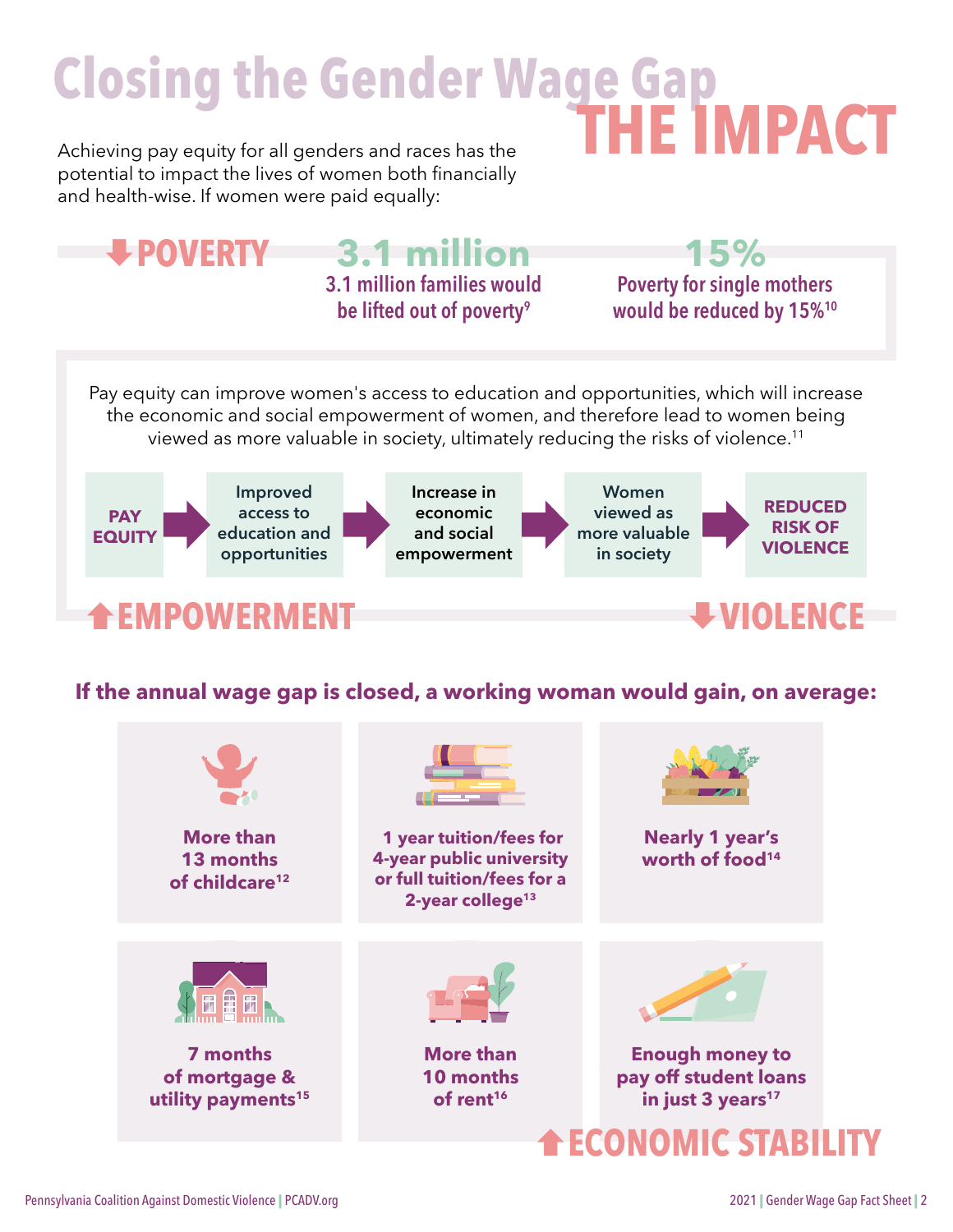# Closing the Gender Wage Gap

# THE IMPACT

Achieving pay equity for all genders and races has the potential to impact the lives of women both financially and health-wise. If women were paid equally:

## ↓ POVERTY

**3.1 million**

3.1 million families would be lifted out of poverty[9]

**15%**

Poverty for single mothers would be reduced by 15%[10]

Pay equity can improve women's access to education and opportunities, which will increase the economic and social empowerment of women, and therefore lead to women being viewed as more valuable in society, ultimately reducing the risks of violence.[11]

**PAY EQUITY** → Improved access to education and opportunities → Increase in economic and social empowerment → Women viewed as more valuable in society → **REDUCED RISK OF VIOLENCE**

## ↑ EMPOWERMENT

## ↓ VIOLENCE

### If the annual wage gap is closed, a working woman would gain, on average:

- **More than 13 months of childcare[12]**
- **1 year tuition/fees for 4-year public university or full tuition/fees for a 2-year college[13]**
- **Nearly 1 year's worth of food[14]**
- **7 months of mortgage & utility payments[15]**
- **More than 10 months of rent[16]**
- **Enough money to pay off student loans in just 3 years[17]**

## ↑ ECONOMIC STABILITY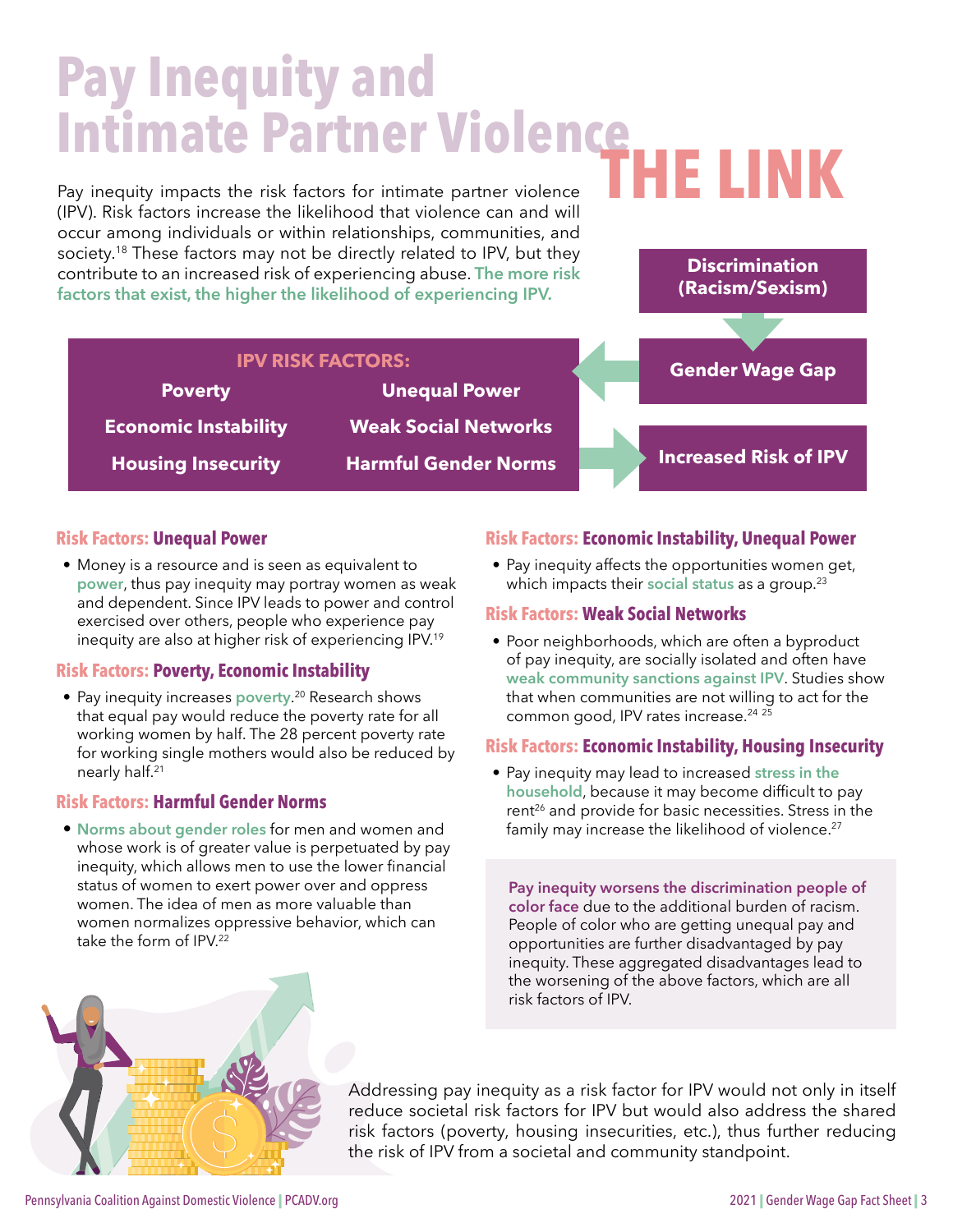# Pay Inequity and Intimate Partner Violence THE LINK

Pay inequity impacts the risk factors for intimate partner violence (IPV). Risk factors increase the likelihood that violence can and will occur among individuals or within relationships, communities, and society.[18] These factors may not be directly related to IPV, but they contribute to an increased risk of experiencing abuse. **The more risk factors that exist, the higher the likelihood of experiencing IPV.**

**Discrimination (Racism/Sexism)** → **Gender Wage Gap** → **IPV RISK FACTORS** → **Increased Risk of IPV**

**IPV RISK FACTORS:**

- Poverty
- Economic Instability
- Housing Insecurity
- Unequal Power
- Weak Social Networks
- Harmful Gender Norms

### Risk Factors: Unequal Power

- Money is a resource and is seen as equivalent to **power**, thus pay inequity may portray women as weak and dependent. Since IPV leads to power and control exercised over others, people who experience pay inequity are also at higher risk of experiencing IPV.[19]

### Risk Factors: Poverty, Economic Instability

- Pay inequity increases **poverty**.[20] Research shows that equal pay would reduce the poverty rate for all working women by half. The 28 percent poverty rate for working single mothers would also be reduced by nearly half.[21]

### Risk Factors: Harmful Gender Norms

- **Norms about gender roles** for men and women and whose work is of greater value is perpetuated by pay inequity, which allows men to use the lower financial status of women to exert power over and oppress women. The idea of men as more valuable than women normalizes oppressive behavior, which can take the form of IPV.[22]

### Risk Factors: Economic Instability, Unequal Power

- Pay inequity affects the opportunities women get, which impacts their **social status** as a group.[23]

### Risk Factors: Weak Social Networks

- Poor neighborhoods, which are often a byproduct of pay inequity, are socially isolated and often have **weak community sanctions against IPV**. Studies show that when communities are not willing to act for the common good, IPV rates increase.[24 25]

### Risk Factors: Economic Instability, Housing Insecurity

- Pay inequity may lead to increased **stress in the household**, because it may become difficult to pay rent[26] and provide for basic necessities. Stress in the family may increase the likelihood of violence.[27]

**Pay inequity worsens the discrimination people of color face** due to the additional burden of racism. People of color who are getting unequal pay and opportunities are further disadvantaged by pay inequity. These aggregated disadvantages lead to the worsening of the above factors, which are all risk factors of IPV.

Addressing pay inequity as a risk factor for IPV would not only in itself reduce societal risk factors for IPV but would also address the shared risk factors (poverty, housing insecurities, etc.), thus further reducing the risk of IPV from a societal and community standpoint.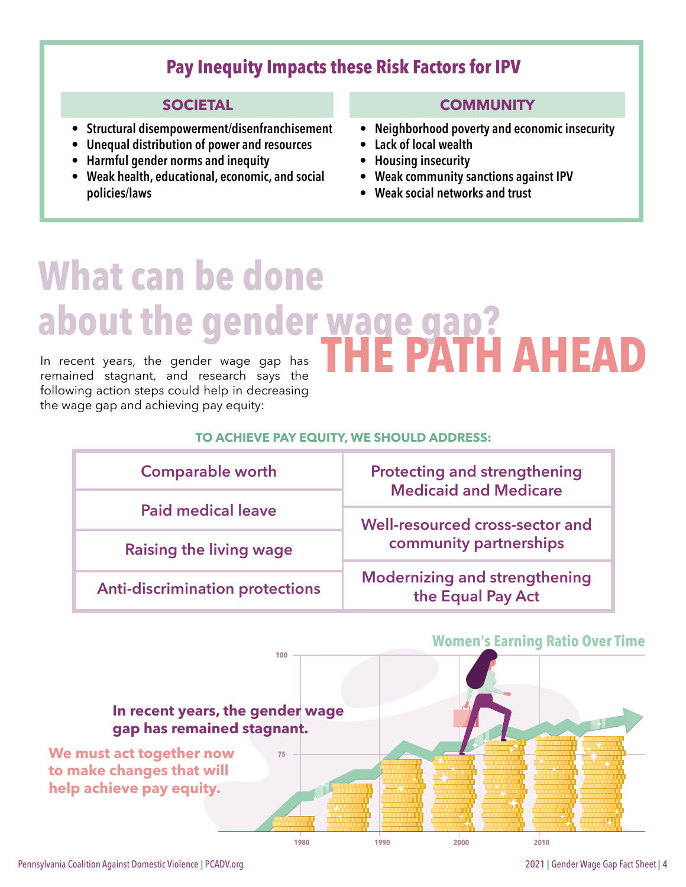## Pay Inequity Impacts these Risk Factors for IPV

### SOCIETAL

- Structural disempowerment/disenfranchisement
- Unequal distribution of power and resources
- Harmful gender norms and inequity
- Weak health, educational, economic, and social policies/laws

### COMMUNITY

- Neighborhood poverty and economic insecurity
- Lack of local wealth
- Housing insecurity
- Weak community sanctions against IPV
- Weak social networks and trust

# What can be done about the gender wage gap?

# THE PATH AHEAD

In recent years, the gender wage gap has remained stagnant, and research says the following action steps could help in decreasing the wage gap and achieving pay equity:

**TO ACHIEVE PAY EQUITY, WE SHOULD ADDRESS:**

| | |
|---|---|
| Comparable worth | Protecting and strengthening Medicaid and Medicare |
| Paid medical leave | Well-resourced cross-sector and community partnerships |
| Raising the living wage | |
| Anti-discrimination protections | Modernizing and strengthening the Equal Pay Act |

**Women's Earning Ratio Over Time**

**In recent years, the gender wage gap has remained stagnant.**

**We must act together now to make changes that will help achieve pay equity.**

100

75

1980 1990 2000 2010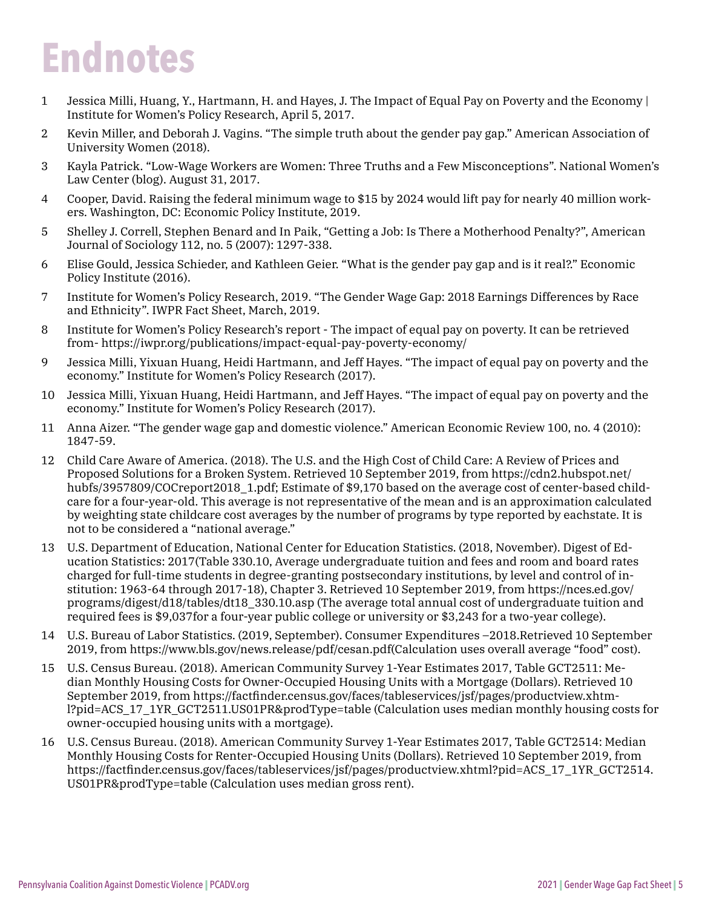# Endnotes

1. Jessica Milli, Huang, Y., Hartmann, H. and Hayes, J. The Impact of Equal Pay on Poverty and the Economy | Institute for Women's Policy Research, April 5, 2017.
2. Kevin Miller, and Deborah J. Vagins. "The simple truth about the gender pay gap." American Association of University Women (2018).
3. Kayla Patrick. "Low-Wage Workers are Women: Three Truths and a Few Misconceptions". National Women's Law Center (blog). August 31, 2017.
4. Cooper, David. Raising the federal minimum wage to $15 by 2024 would lift pay for nearly 40 million workers. Washington, DC: Economic Policy Institute, 2019.
5. Shelley J. Correll, Stephen Benard and In Paik, "Getting a Job: Is There a Motherhood Penalty?", American Journal of Sociology 112, no. 5 (2007): 1297-338.
6. Elise Gould, Jessica Schieder, and Kathleen Geier. "What is the gender pay gap and is it real?." Economic Policy Institute (2016).
7. Institute for Women's Policy Research, 2019. "The Gender Wage Gap: 2018 Earnings Differences by Race and Ethnicity". IWPR Fact Sheet, March, 2019.
8. Institute for Women's Policy Research's report - The impact of equal pay on poverty. It can be retrieved from- https://iwpr.org/publications/impact-equal-pay-poverty-economy/
9. Jessica Milli, Yixuan Huang, Heidi Hartmann, and Jeff Hayes. "The impact of equal pay on poverty and the economy." Institute for Women's Policy Research (2017).
10. Jessica Milli, Yixuan Huang, Heidi Hartmann, and Jeff Hayes. "The impact of equal pay on poverty and the economy." Institute for Women's Policy Research (2017).
11. Anna Aizer. "The gender wage gap and domestic violence." American Economic Review 100, no. 4 (2010): 1847-59.
12. Child Care Aware of America. (2018). The U.S. and the High Cost of Child Care: A Review of Prices and Proposed Solutions for a Broken System. Retrieved 10 September 2019, from https://cdn2.hubspot.net/hubfs/3957809/COCreport2018_1.pdf; Estimate of $9,170 based on the average cost of center-based childcare for a four-year-old. This average is not representative of the mean and is an approximation calculated by weighting state childcare cost averages by the number of programs by type reported by eachstate. It is not to be considered a "national average."
13. U.S. Department of Education, National Center for Education Statistics. (2018, November). Digest of Education Statistics: 2017(Table 330.10, Average undergraduate tuition and fees and room and board rates charged for full-time students in degree-granting postsecondary institutions, by level and control of institution: 1963-64 through 2017-18), Chapter 3. Retrieved 10 September 2019, from https://nces.ed.gov/programs/digest/d18/tables/dt18_330.10.asp (The average total annual cost of undergraduate tuition and required fees is $9,037for a four-year public college or university or $3,243 for a two-year college).
14. U.S. Bureau of Labor Statistics. (2019, September). Consumer Expenditures –2018.Retrieved 10 September 2019, from https://www.bls.gov/news.release/pdf/cesan.pdf(Calculation uses overall average "food" cost).
15. U.S. Census Bureau. (2018). American Community Survey 1-Year Estimates 2017, Table GCT2511: Median Monthly Housing Costs for Owner-Occupied Housing Units with a Mortgage (Dollars). Retrieved 10 September 2019, from https://factfinder.census.gov/faces/tableservices/jsf/pages/productview.xhtml?pid=ACS_17_1YR_GCT2511.US01PR&prodType=table (Calculation uses median monthly housing costs for owner-occupied housing units with a mortgage).
16. U.S. Census Bureau. (2018). American Community Survey 1-Year Estimates 2017, Table GCT2514: Median Monthly Housing Costs for Renter-Occupied Housing Units (Dollars). Retrieved 10 September 2019, from https://factfinder.census.gov/faces/tableservices/jsf/pages/productview.xhtml?pid=ACS_17_1YR_GCT2514.US01PR&prodType=table (Calculation uses median gross rent).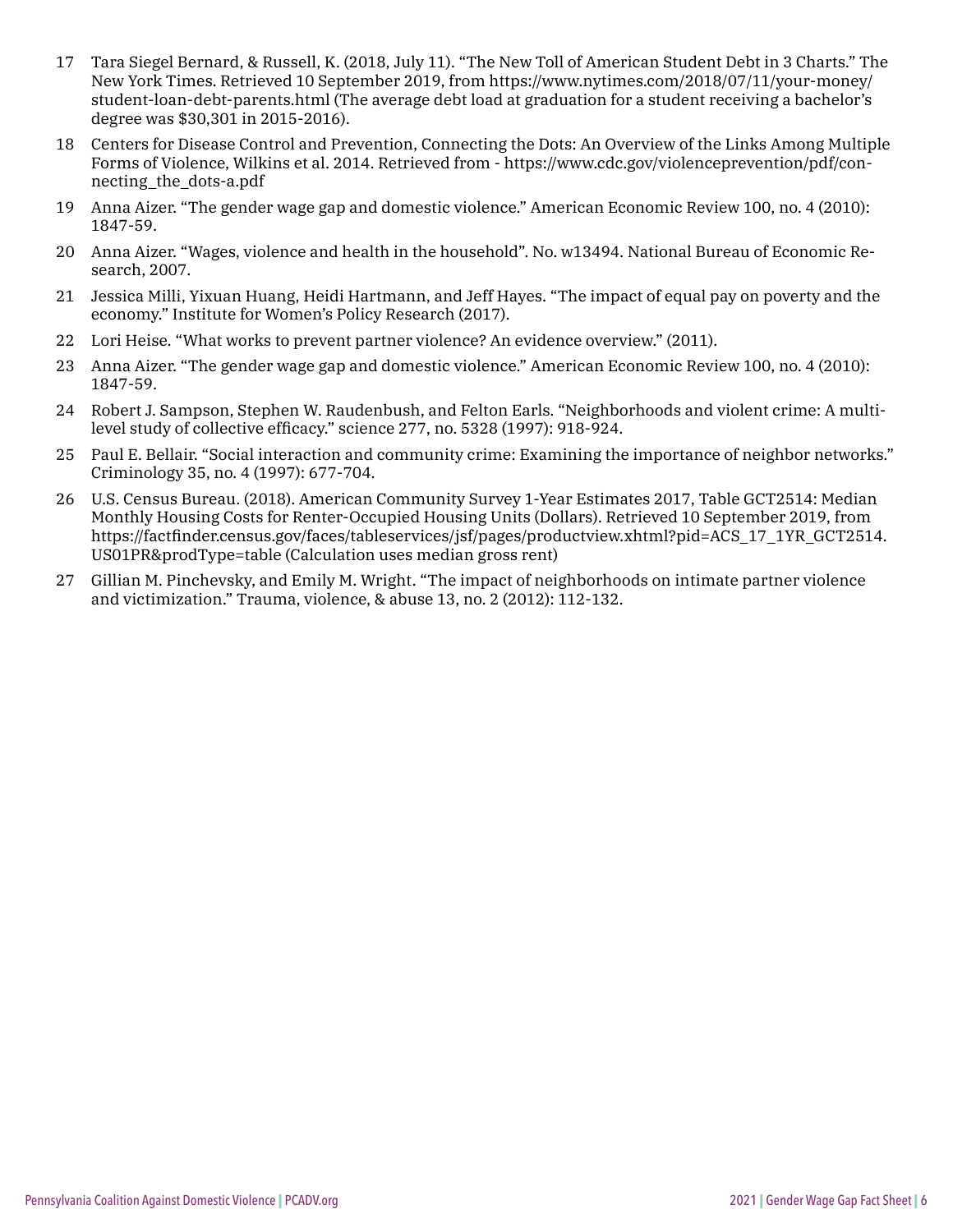17 Tara Siegel Bernard, & Russell, K. (2018, July 11). "The New Toll of American Student Debt in 3 Charts." The New York Times. Retrieved 10 September 2019, from https://www.nytimes.com/2018/07/11/your-money/student-loan-debt-parents.html (The average debt load at graduation for a student receiving a bachelor's degree was $30,301 in 2015-2016).

18 Centers for Disease Control and Prevention, Connecting the Dots: An Overview of the Links Among Multiple Forms of Violence, Wilkins et al. 2014. Retrieved from - https://www.cdc.gov/violenceprevention/pdf/connecting_the_dots-a.pdf

19 Anna Aizer. "The gender wage gap and domestic violence." American Economic Review 100, no. 4 (2010): 1847-59.

20 Anna Aizer. "Wages, violence and health in the household". No. w13494. National Bureau of Economic Research, 2007.

21 Jessica Milli, Yixuan Huang, Heidi Hartmann, and Jeff Hayes. "The impact of equal pay on poverty and the economy." Institute for Women's Policy Research (2017).

22 Lori Heise. "What works to prevent partner violence? An evidence overview." (2011).

23 Anna Aizer. "The gender wage gap and domestic violence." American Economic Review 100, no. 4 (2010): 1847-59.

24 Robert J. Sampson, Stephen W. Raudenbush, and Felton Earls. "Neighborhoods and violent crime: A multilevel study of collective efficacy." science 277, no. 5328 (1997): 918-924.

25 Paul E. Bellair. "Social interaction and community crime: Examining the importance of neighbor networks." Criminology 35, no. 4 (1997): 677-704.

26 U.S. Census Bureau. (2018). American Community Survey 1-Year Estimates 2017, Table GCT2514: Median Monthly Housing Costs for Renter-Occupied Housing Units (Dollars). Retrieved 10 September 2019, from https://factfinder.census.gov/faces/tableservices/jsf/pages/productview.xhtml?pid=ACS_17_1YR_GCT2514.US01PR&prodType=table (Calculation uses median gross rent)

27 Gillian M. Pinchevsky, and Emily M. Wright. "The impact of neighborhoods on intimate partner violence and victimization." Trauma, violence, & abuse 13, no. 2 (2012): 112-132.